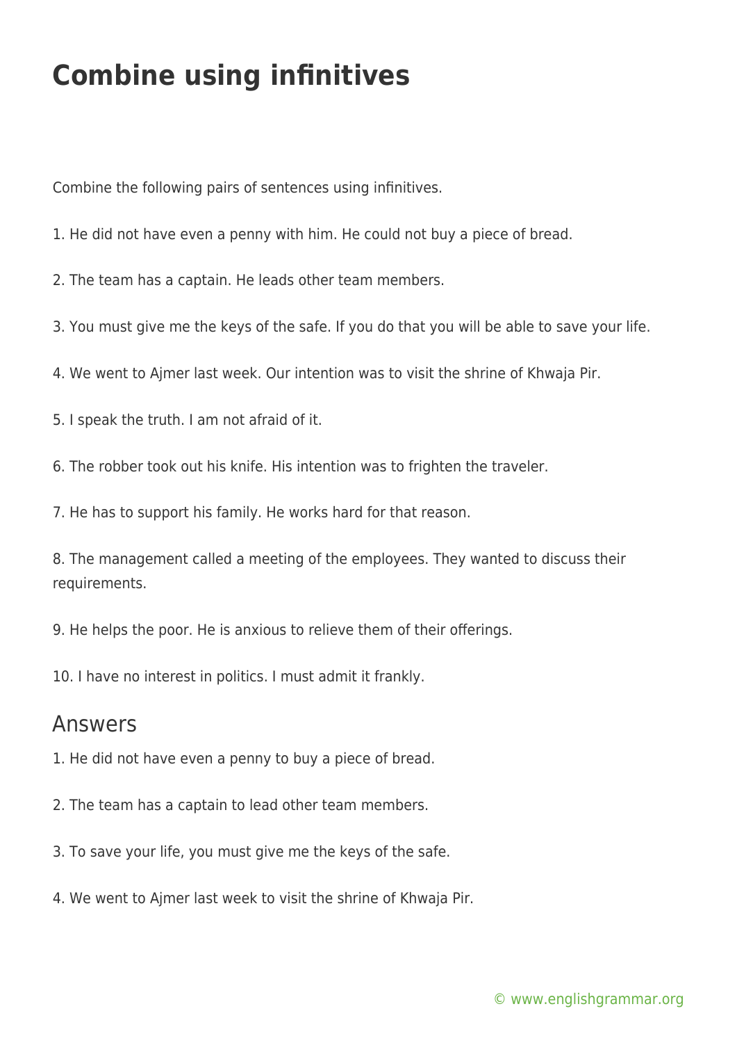# Combine using infinitives

Combine the following pairs of sentences using infinitives.

1. He did not have even a penny with him. He could not buy a piece of bread.

2. The team has a captain. He leads other team members.

3. You must give me the keys of the safe. If you do that you will be able to save your life.

4. We went to Ajmer last week. Our intention was to visit the shrine of Khwaja Pir.

5. I speak the truth. I am not afraid of it.

6. The robber took out his knife. His intention was to frighten the traveler.

7. He has to support his family. He works hard for that reason.

8. The management called a meeting of the employees. They wanted to discuss their requirements.

9. He helps the poor. He is anxious to relieve them of their offerings.

10. I have no interest in politics. I must admit it frankly.

## Answers

1. He did not have even a penny to buy a piece of bread.

2. The team has a captain to lead other team members.

3. To save your life, you must give me the keys of the safe.

4. We went to Ajmer last week to visit the shrine of Khwaja Pir.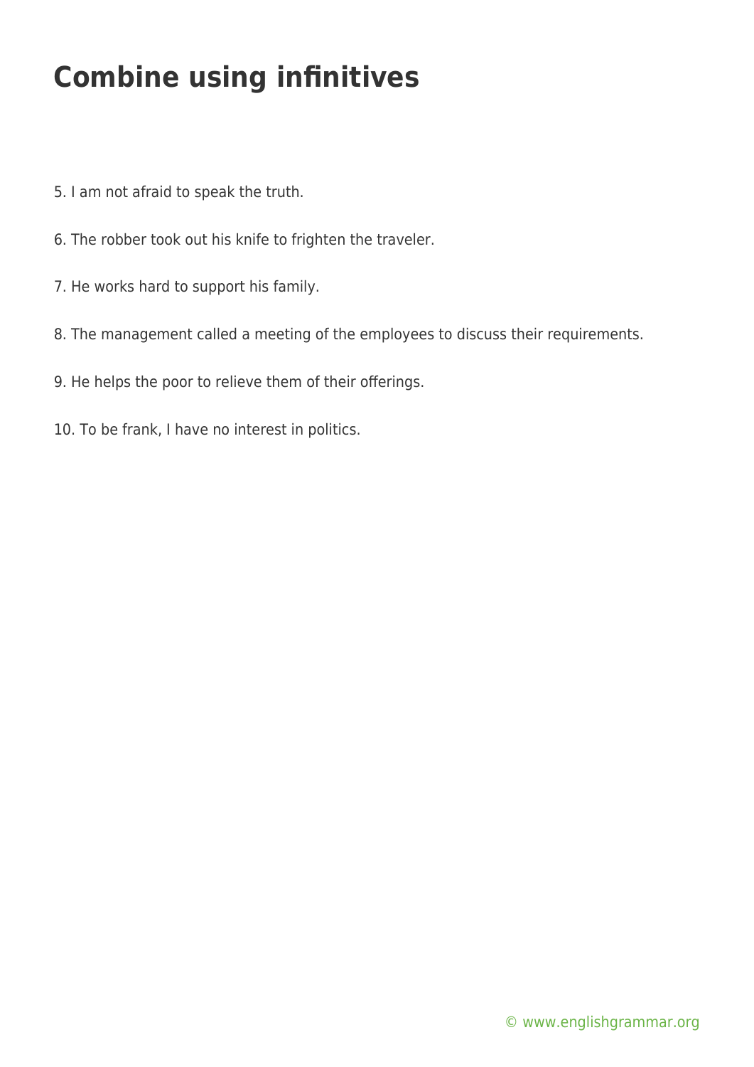# Combine using infinitives

5. I am not afraid to speak the truth.

6. The robber took out his knife to frighten the traveler.

7. He works hard to support his family.

8. The management called a meeting of the employees to discuss their requirements.

9. He helps the poor to relieve them of their offerings.

10. To be frank, I have no interest in politics.